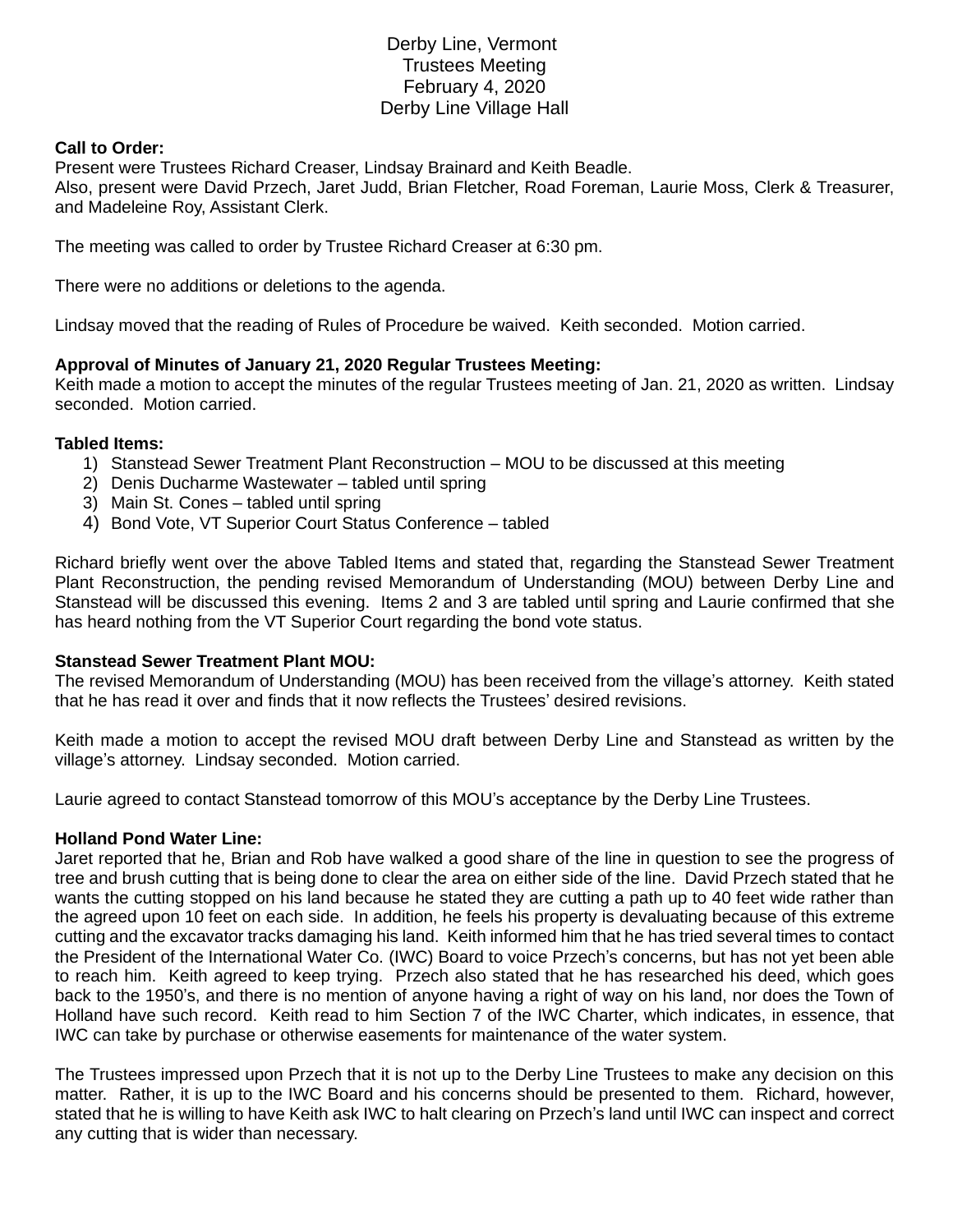# Derby Line, Vermont
## Trustees Meeting
## February 4, 2020
## Derby Line Village Hall

**Call to Order:**
Present were Trustees Richard Creaser, Lindsay Brainard and Keith Beadle.
Also, present were David Przech, Jaret Judd, Brian Fletcher, Road Foreman, Laurie Moss, Clerk & Treasurer, and Madeleine Roy, Assistant Clerk.

The meeting was called to order by Trustee Richard Creaser at 6:30 pm.

There were no additions or deletions to the agenda.

Lindsay moved that the reading of Rules of Procedure be waived. Keith seconded. Motion carried.

**Approval of Minutes of January 21, 2020 Regular Trustees Meeting:**
Keith made a motion to accept the minutes of the regular Trustees meeting of Jan. 21, 2020 as written. Lindsay seconded. Motion carried.

**Tabled Items:**

1) Stanstead Sewer Treatment Plant Reconstruction – MOU to be discussed at this meeting
2) Denis Ducharme Wastewater – tabled until spring
3) Main St. Cones – tabled until spring
4) Bond Vote, VT Superior Court Status Conference – tabled

Richard briefly went over the above Tabled Items and stated that, regarding the Stanstead Sewer Treatment Plant Reconstruction, the pending revised Memorandum of Understanding (MOU) between Derby Line and Stanstead will be discussed this evening. Items 2 and 3 are tabled until spring and Laurie confirmed that she has heard nothing from the VT Superior Court regarding the bond vote status.

**Stanstead Sewer Treatment Plant MOU:**
The revised Memorandum of Understanding (MOU) has been received from the village's attorney. Keith stated that he has read it over and finds that it now reflects the Trustees' desired revisions.

Keith made a motion to accept the revised MOU draft between Derby Line and Stanstead as written by the village's attorney. Lindsay seconded. Motion carried.

Laurie agreed to contact Stanstead tomorrow of this MOU's acceptance by the Derby Line Trustees.

**Holland Pond Water Line:**
Jaret reported that he, Brian and Rob have walked a good share of the line in question to see the progress of tree and brush cutting that is being done to clear the area on either side of the line. David Przech stated that he wants the cutting stopped on his land because he stated they are cutting a path up to 40 feet wide rather than the agreed upon 10 feet on each side. In addition, he feels his property is devaluating because of this extreme cutting and the excavator tracks damaging his land. Keith informed him that he has tried several times to contact the President of the International Water Co. (IWC) Board to voice Przech's concerns, but has not yet been able to reach him. Keith agreed to keep trying. Przech also stated that he has researched his deed, which goes back to the 1950's, and there is no mention of anyone having a right of way on his land, nor does the Town of Holland have such record. Keith read to him Section 7 of the IWC Charter, which indicates, in essence, that IWC can take by purchase or otherwise easements for maintenance of the water system.

The Trustees impressed upon Przech that it is not up to the Derby Line Trustees to make any decision on this matter. Rather, it is up to the IWC Board and his concerns should be presented to them. Richard, however, stated that he is willing to have Keith ask IWC to halt clearing on Przech's land until IWC can inspect and correct any cutting that is wider than necessary.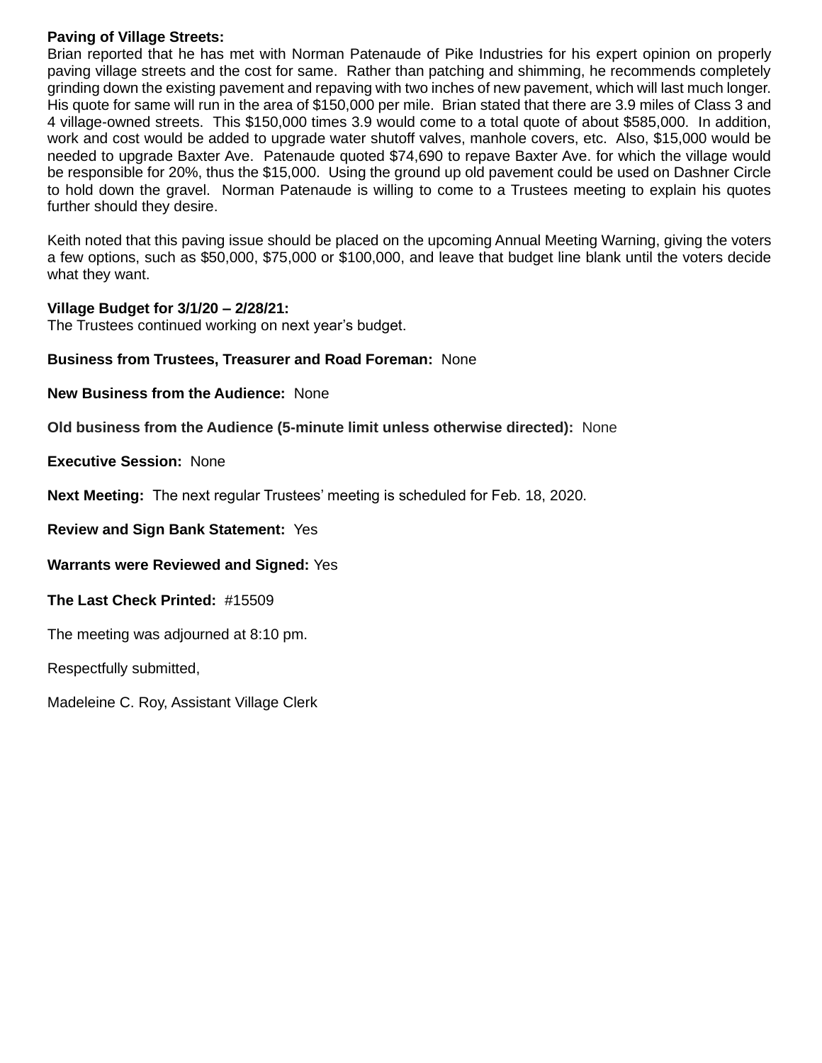**Paving of Village Streets:**
Brian reported that he has met with Norman Patenaude of Pike Industries for his expert opinion on properly paving village streets and the cost for same. Rather than patching and shimming, he recommends completely grinding down the existing pavement and repaving with two inches of new pavement, which will last much longer. His quote for same will run in the area of $150,000 per mile. Brian stated that there are 3.9 miles of Class 3 and 4 village-owned streets. This $150,000 times 3.9 would come to a total quote of about $585,000. In addition, work and cost would be added to upgrade water shutoff valves, manhole covers, etc. Also, $15,000 would be needed to upgrade Baxter Ave. Patenaude quoted $74,690 to repave Baxter Ave. for which the village would be responsible for 20%, thus the $15,000. Using the ground up old pavement could be used on Dashner Circle to hold down the gravel. Norman Patenaude is willing to come to a Trustees meeting to explain his quotes further should they desire.

Keith noted that this paving issue should be placed on the upcoming Annual Meeting Warning, giving the voters a few options, such as $50,000, $75,000 or $100,000, and leave that budget line blank until the voters decide what they want.

**Village Budget for 3/1/20 – 2/28/21:**
The Trustees continued working on next year's budget.

**Business from Trustees, Treasurer and Road Foreman:** None

**New Business from the Audience:** None

**Old business from the Audience (5-minute limit unless otherwise directed):** None

**Executive Session:** None

**Next Meeting:** The next regular Trustees' meeting is scheduled for Feb. 18, 2020.

**Review and Sign Bank Statement:** Yes

**Warrants were Reviewed and Signed:** Yes

**The Last Check Printed:** #15509

The meeting was adjourned at 8:10 pm.

Respectfully submitted,

Madeleine C. Roy, Assistant Village Clerk